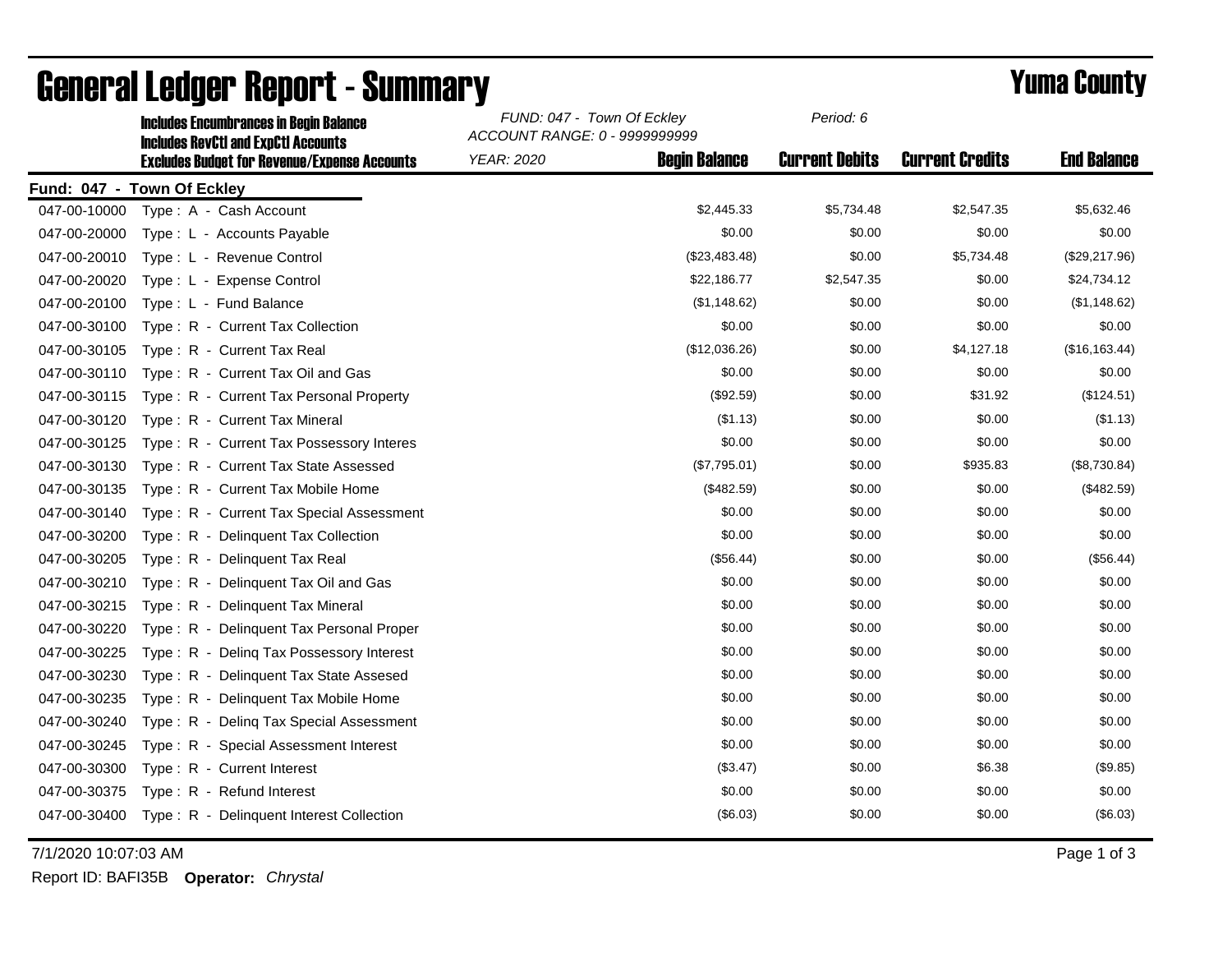# General Ledger Report - Summary

## Yuma County

**Includes Encumbrances in Begin Balance**
**Includes RevCtl and ExpCtl Accounts**
**Excludes Budget for Revenue/Expense Accounts**

*FUND: 047 - Town Of Eckley*
*ACCOUNT RANGE: 0 - 9999999999*
*YEAR: 2020*
*Period: 6*

**Fund: 047 - Town Of Eckley**

| Account | Description | Begin Balance | Current Debits | Current Credits | End Balance |
|---|---|---|---|---|---|
| 047-00-10000 | Type : A - Cash Account | $2,445.33 | $5,734.48 | $2,547.35 | $5,632.46 |
| 047-00-20000 | Type : L - Accounts Payable | $0.00 | $0.00 | $0.00 | $0.00 |
| 047-00-20010 | Type : L - Revenue Control | ($23,483.48) | $0.00 | $5,734.48 | ($29,217.96) |
| 047-00-20020 | Type : L - Expense Control | $22,186.77 | $2,547.35 | $0.00 | $24,734.12 |
| 047-00-20100 | Type : L - Fund Balance | ($1,148.62) | $0.00 | $0.00 | ($1,148.62) |
| 047-00-30100 | Type : R - Current Tax Collection | $0.00 | $0.00 | $0.00 | $0.00 |
| 047-00-30105 | Type : R - Current Tax Real | ($12,036.26) | $0.00 | $4,127.18 | ($16,163.44) |
| 047-00-30110 | Type : R - Current Tax Oil and Gas | $0.00 | $0.00 | $0.00 | $0.00 |
| 047-00-30115 | Type : R - Current Tax Personal Property | ($92.59) | $0.00 | $31.92 | ($124.51) |
| 047-00-30120 | Type : R - Current Tax Mineral | ($1.13) | $0.00 | $0.00 | ($1.13) |
| 047-00-30125 | Type : R - Current Tax Possessory Interes | $0.00 | $0.00 | $0.00 | $0.00 |
| 047-00-30130 | Type : R - Current Tax State Assessed | ($7,795.01) | $0.00 | $935.83 | ($8,730.84) |
| 047-00-30135 | Type : R - Current Tax Mobile Home | ($482.59) | $0.00 | $0.00 | ($482.59) |
| 047-00-30140 | Type : R - Current Tax Special Assessment | $0.00 | $0.00 | $0.00 | $0.00 |
| 047-00-30200 | Type : R - Delinquent Tax Collection | $0.00 | $0.00 | $0.00 | $0.00 |
| 047-00-30205 | Type : R - Delinquent Tax Real | ($56.44) | $0.00 | $0.00 | ($56.44) |
| 047-00-30210 | Type : R - Delinquent Tax Oil and Gas | $0.00 | $0.00 | $0.00 | $0.00 |
| 047-00-30215 | Type : R - Delinquent Tax Mineral | $0.00 | $0.00 | $0.00 | $0.00 |
| 047-00-30220 | Type : R - Delinquent Tax Personal Proper | $0.00 | $0.00 | $0.00 | $0.00 |
| 047-00-30225 | Type : R - Delinq Tax Possessory Interest | $0.00 | $0.00 | $0.00 | $0.00 |
| 047-00-30230 | Type : R - Delinquent Tax State Assesed | $0.00 | $0.00 | $0.00 | $0.00 |
| 047-00-30235 | Type : R - Delinquent Tax Mobile Home | $0.00 | $0.00 | $0.00 | $0.00 |
| 047-00-30240 | Type : R - Delinq Tax Special Assessment | $0.00 | $0.00 | $0.00 | $0.00 |
| 047-00-30245 | Type : R - Special Assessment Interest | $0.00 | $0.00 | $0.00 | $0.00 |
| 047-00-30300 | Type : R - Current Interest | ($3.47) | $0.00 | $6.38 | ($9.85) |
| 047-00-30375 | Type : R - Refund Interest | $0.00 | $0.00 | $0.00 | $0.00 |
| 047-00-30400 | Type : R - Delinquent Interest Collection | ($6.03) | $0.00 | $0.00 | ($6.03) |

7/1/2020 10:07:03 AM

Report ID: BAFI35B **Operator:** *Chrystal*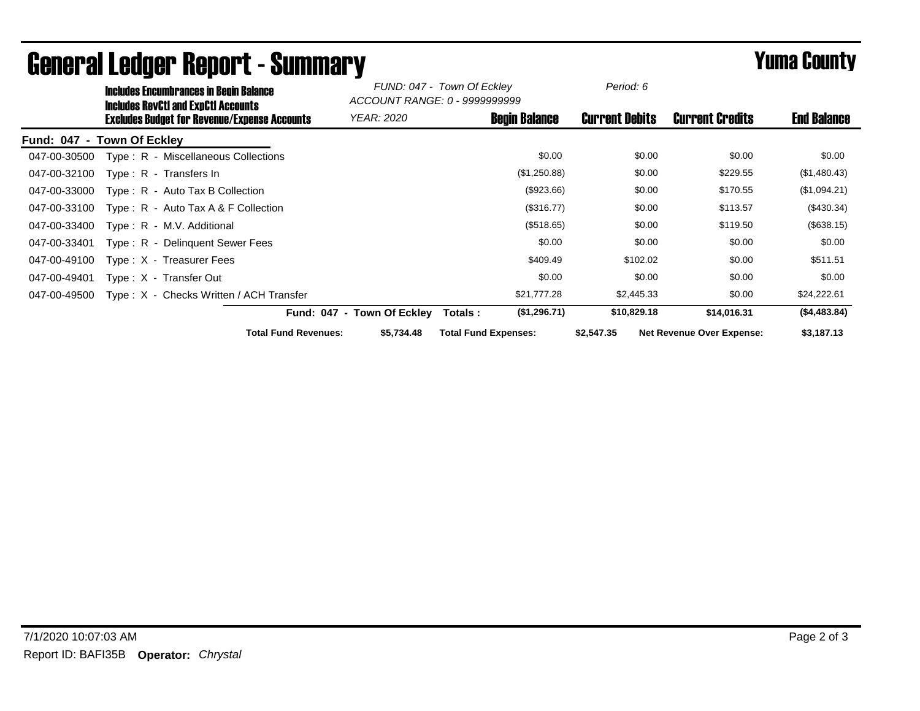# General Ledger Report - Summary

**Yuma County**

**Includes Encumbrances in Begin Balance**
**Includes RevCtl and ExpCtl Accounts**
**Excludes Budget for Revenue/Expense Accounts**

*FUND: 047 - Town Of Eckley*
*ACCOUNT RANGE: 0 - 9999999999*
*YEAR: 2020*
*Period: 6*

**Fund: 047 - Town Of Eckley**

| Account | Description | Begin Balance | Current Debits | Current Credits | End Balance |
|---|---|---|---|---|---|
| 047-00-30500 | Type : R - Miscellaneous Collections | $0.00 | $0.00 | $0.00 | $0.00 |
| 047-00-32100 | Type : R - Transfers In | ($1,250.88) | $0.00 | $229.55 | ($1,480.43) |
| 047-00-33000 | Type : R - Auto Tax B Collection | ($923.66) | $0.00 | $170.55 | ($1,094.21) |
| 047-00-33100 | Type : R - Auto Tax A & F Collection | ($316.77) | $0.00 | $113.57 | ($430.34) |
| 047-00-33400 | Type : R - M.V. Additional | ($518.65) | $0.00 | $119.50 | ($638.15) |
| 047-00-33401 | Type : R - Delinquent Sewer Fees | $0.00 | $0.00 | $0.00 | $0.00 |
| 047-00-49100 | Type : X - Treasurer Fees | $409.49 | $102.02 | $0.00 | $511.51 |
| 047-00-49401 | Type : X - Transfer Out | $0.00 | $0.00 | $0.00 | $0.00 |
| 047-00-49500 | Type : X - Checks Written / ACH Transfer | $21,777.28 | $2,445.33 | $0.00 | $24,222.61 |
| | **Fund: 047 - Town Of Eckley Totals :** | **($1,296.71)** | **$10,829.18** | **$14,016.31** | **($4,483.84)** |

**Total Fund Revenues:** **$5,734.48** **Total Fund Expenses:** **$2,547.35** **Net Revenue Over Expense:** **$3,187.13**

7/1/2020 10:07:03 AM

Report ID: BAFI35B **Operator:** *Chrystal*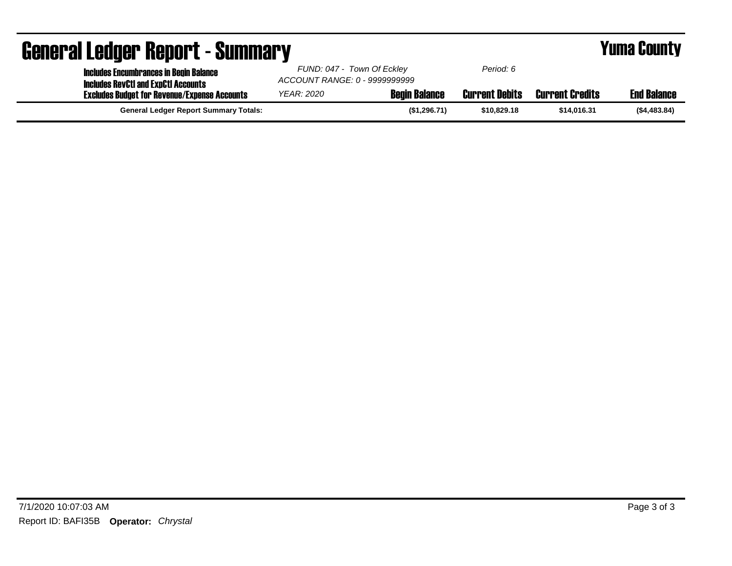# General Ledger Report - Summary

## Yuma County

**Includes Encumbrances in Begin Balance**
**Includes RevCtl and ExpCtl Accounts**
**Excludes Budget for Revenue/Expense Accounts**

*FUND: 047 - Town Of Eckley*
*ACCOUNT RANGE: 0 - 9999999999*
*YEAR: 2020*
*Period: 6*

| | Begin Balance | Current Debits | Current Credits | End Balance |
|---|---|---|---|---|
| **General Ledger Report Summary Totals:** | **($1,296.71)** | **$10,829.18** | **$14,016.31** | **($4,483.84)** |

7/1/2020 10:07:03 AM

Report ID: BAFI35B **Operator:** *Chrystal*